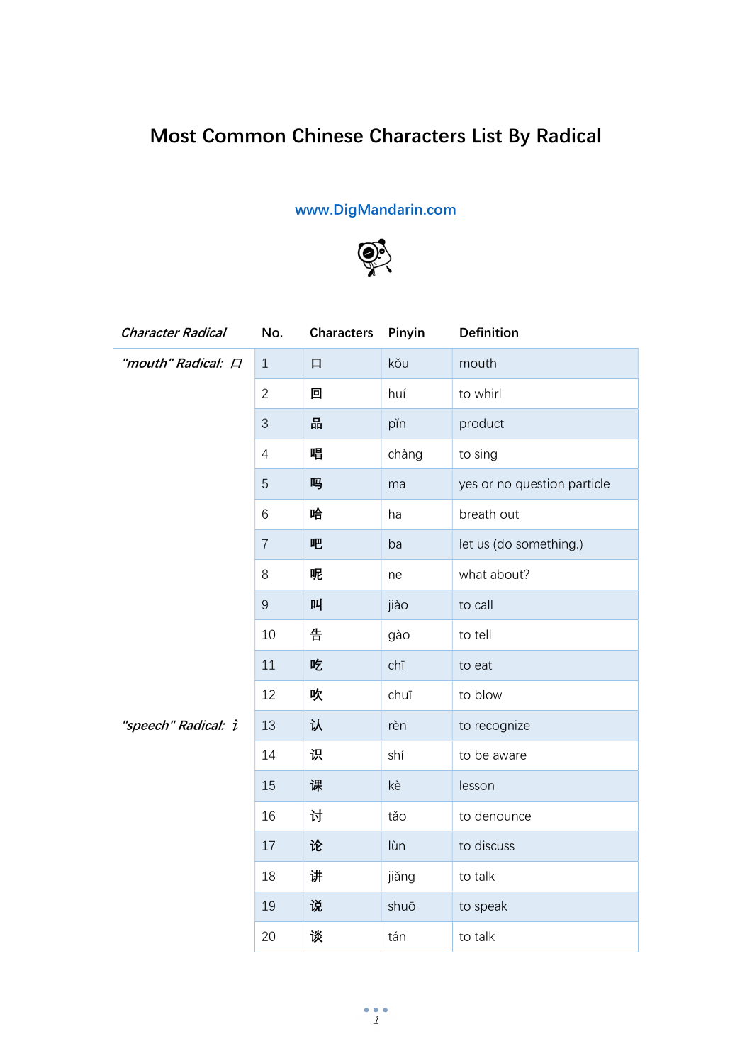# Most Common Chinese Characters List By Radical

www.DigMandarin.com

| *Character Radical* | No. | Characters | Pinyin | Definition |
|---|---|---|---|---|
| *"mouth" Radical: 口* | 1 | 口 | kǒu | mouth |
| | 2 | 回 | huí | to whirl |
| | 3 | 品 | pǐn | product |
| | 4 | 唱 | chàng | to sing |
| | 5 | 吗 | ma | yes or no question particle |
| | 6 | 哈 | ha | breath out |
| | 7 | 吧 | ba | let us (do something.) |
| | 8 | 呢 | ne | what about? |
| | 9 | 叫 | jiào | to call |
| | 10 | 告 | gào | to tell |
| | 11 | 吃 | chī | to eat |
| | 12 | 吹 | chuī | to blow |
| *"speech" Radical: 讠* | 13 | 认 | rèn | to recognize |
| | 14 | 识 | shí | to be aware |
| | 15 | 课 | kè | lesson |
| | 16 | 讨 | tǎo | to denounce |
| | 17 | 论 | lùn | to discuss |
| | 18 | 讲 | jiǎng | to talk |
| | 19 | 说 | shuō | to speak |
| | 20 | 谈 | tán | to talk |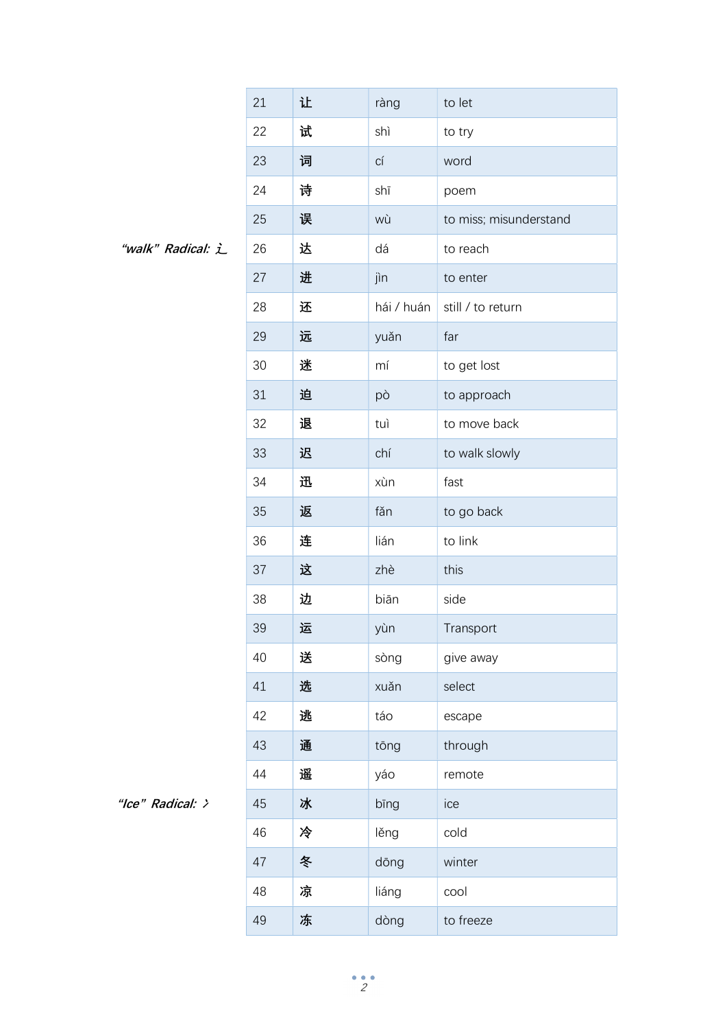| 21 | 让 | ràng | to let |
|---|---|---|---|
| 22 | 试 | shì | to try |
| 23 | 词 | cí | word |
| 24 | 诗 | shī | poem |
| 25 | 误 | wù | to miss; misunderstand |

*"walk" Radical: 辶*

| 26 | 达 | dá | to reach |
|---|---|---|---|
| 27 | 进 | jìn | to enter |
| 28 | 还 | hái / huán | still / to return |
| 29 | 远 | yuǎn | far |
| 30 | 迷 | mí | to get lost |
| 31 | 迫 | pò | to approach |
| 32 | 退 | tuì | to move back |
| 33 | 迟 | chí | to walk slowly |
| 34 | 迅 | xùn | fast |
| 35 | 返 | fǎn | to go back |
| 36 | 连 | lián | to link |
| 37 | 这 | zhè | this |
| 38 | 边 | biān | side |
| 39 | 运 | yùn | Transport |
| 40 | 送 | sòng | give away |
| 41 | 选 | xuǎn | select |
| 42 | 逃 | táo | escape |
| 43 | 通 | tōng | through |
| 44 | 遥 | yáo | remote |

*"Ice" Radical: 冫*

| 45 | 冰 | bīng | ice |
|---|---|---|---|
| 46 | 冷 | lěng | cold |
| 47 | 冬 | dōng | winter |
| 48 | 凉 | liáng | cool |
| 49 | 冻 | dòng | to freeze |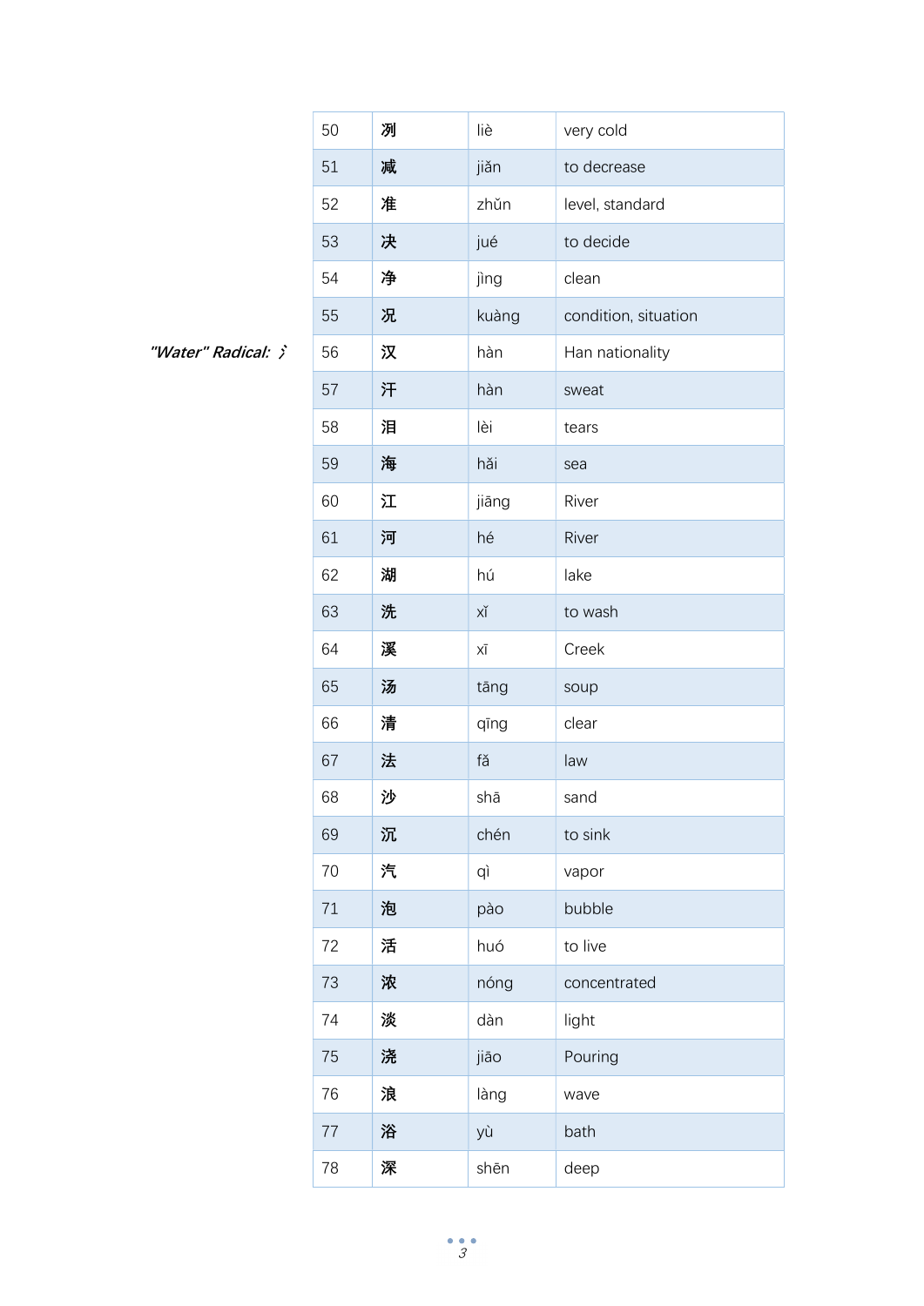*"Water" Radical: 氵*

| 50 | 冽 | liè | very cold |
|---|---|---|---|
| 51 | 减 | jiǎn | to decrease |
| 52 | 准 | zhǔn | level, standard |
| 53 | 决 | jué | to decide |
| 54 | 净 | jìng | clean |
| 55 | 况 | kuàng | condition, situation |
| 56 | 汉 | hàn | Han nationality |
| 57 | 汗 | hàn | sweat |
| 58 | 泪 | lèi | tears |
| 59 | 海 | hǎi | sea |
| 60 | 江 | jiāng | River |
| 61 | 河 | hé | River |
| 62 | 湖 | hú | lake |
| 63 | 洗 | xǐ | to wash |
| 64 | 溪 | xī | Creek |
| 65 | 汤 | tāng | soup |
| 66 | 清 | qīng | clear |
| 67 | 法 | fǎ | law |
| 68 | 沙 | shā | sand |
| 69 | 沉 | chén | to sink |
| 70 | 汽 | qì | vapor |
| 71 | 泡 | pào | bubble |
| 72 | 活 | huó | to live |
| 73 | 浓 | nóng | concentrated |
| 74 | 淡 | dàn | light |
| 75 | 浇 | jiāo | Pouring |
| 76 | 浪 | làng | wave |
| 77 | 浴 | yù | bath |
| 78 | 深 | shēn | deep |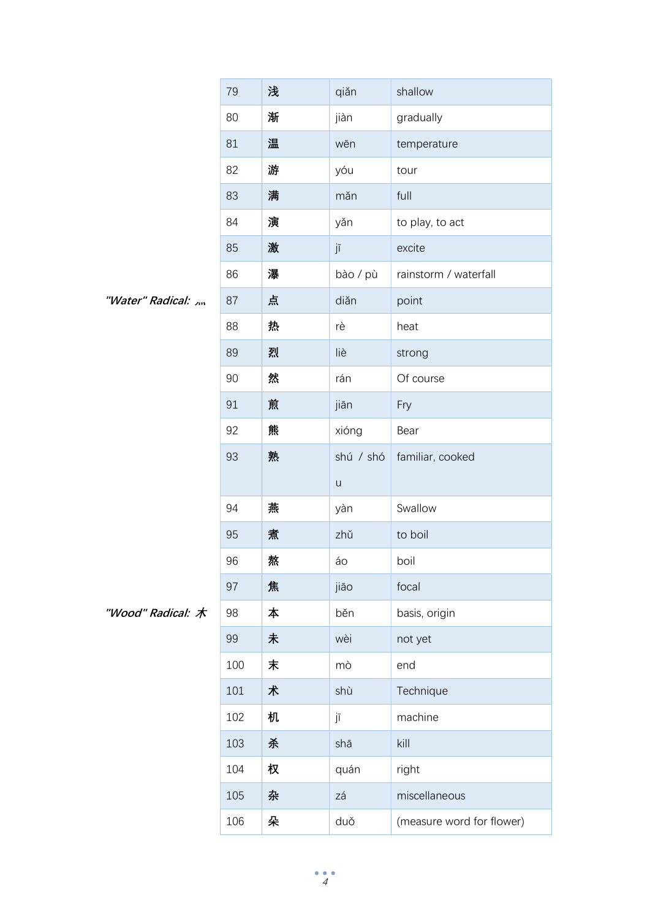| | | | |
|---|---|---|---|
| 79 | 浅 | qiǎn | shallow |
| 80 | 渐 | jiàn | gradually |
| 81 | 温 | wēn | temperature |
| 82 | 游 | yóu | tour |
| 83 | 满 | mǎn | full |
| 84 | 演 | yǎn | to play, to act |
| 85 | 激 | jī | excite |
| 86 | 瀑 | bào / pù | rainstorm / waterfall |

*"Water" Radical: 灬*

| | | | |
|---|---|---|---|
| 87 | 点 | diǎn | point |
| 88 | 热 | rè | heat |
| 89 | 烈 | liè | strong |
| 90 | 然 | rán | Of course |
| 91 | 煎 | jiān | Fry |
| 92 | 熊 | xióng | Bear |
| 93 | 熟 | shú / shóu | familiar, cooked |
| 94 | 燕 | yàn | Swallow |
| 95 | 煮 | zhǔ | to boil |
| 96 | 熬 | áo | boil |
| 97 | 焦 | jiāo | focal |

*"Wood" Radical: 木*

| | | | |
|---|---|---|---|
| 98 | 本 | běn | basis, origin |
| 99 | 未 | wèi | not yet |
| 100 | 末 | mò | end |
| 101 | 术 | shù | Technique |
| 102 | 机 | jī | machine |
| 103 | 杀 | shā | kill |
| 104 | 权 | quán | right |
| 105 | 杂 | zá | miscellaneous |
| 106 | 朵 | duǒ | (measure word for flower) |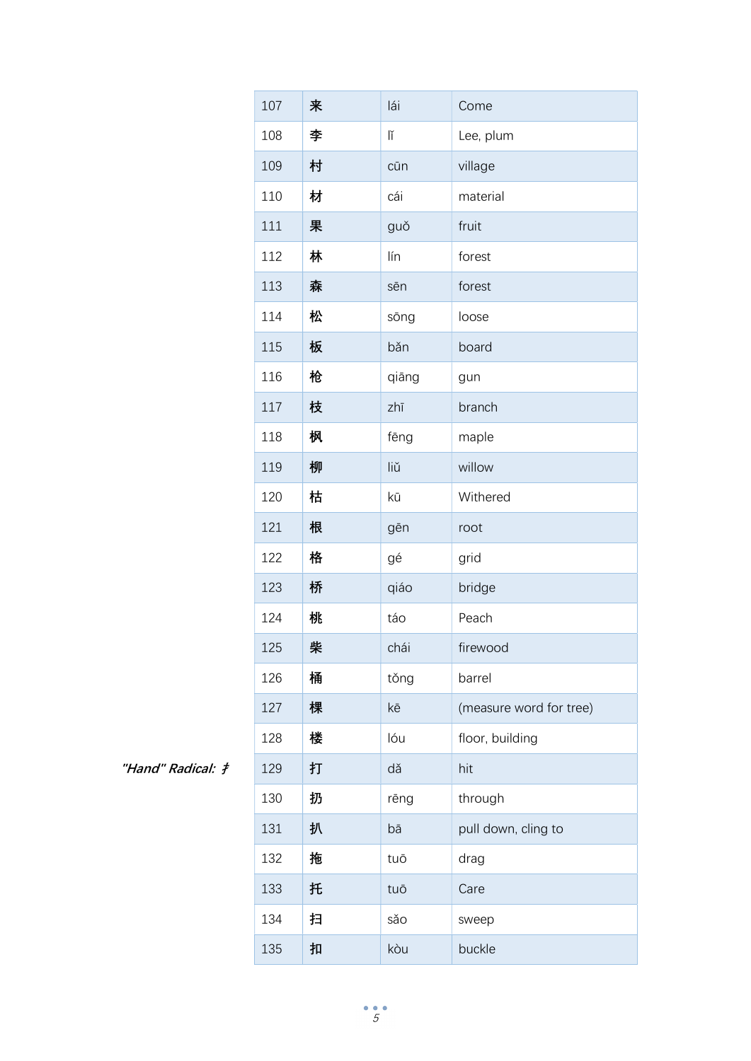| 107 | 来 | lái | Come |
|---|---|---|---|
| 108 | 李 | lǐ | Lee, plum |
| 109 | 村 | cūn | village |
| 110 | 材 | cái | material |
| 111 | 果 | guǒ | fruit |
| 112 | 林 | lín | forest |
| 113 | 森 | sēn | forest |
| 114 | 松 | sōng | loose |
| 115 | 板 | bǎn | board |
| 116 | 枪 | qiāng | gun |
| 117 | 枝 | zhī | branch |
| 118 | 枫 | fēng | maple |
| 119 | 柳 | liǔ | willow |
| 120 | 枯 | kū | Withered |
| 121 | 根 | gēn | root |
| 122 | 格 | gé | grid |
| 123 | 桥 | qiáo | bridge |
| 124 | 桃 | táo | Peach |
| 125 | 柴 | chái | firewood |
| 126 | 桶 | tǒng | barrel |
| 127 | 棵 | kē | (measure word for tree) |
| 128 | 楼 | lóu | floor, building |

*"Hand" Radical: 扌*

| 129 | 打 | dǎ | hit |
|---|---|---|---|
| 130 | 扔 | rēng | through |
| 131 | 扒 | bā | pull down, cling to |
| 132 | 拖 | tuō | drag |
| 133 | 托 | tuō | Care |
| 134 | 扫 | sǎo | sweep |
| 135 | 扣 | kòu | buckle |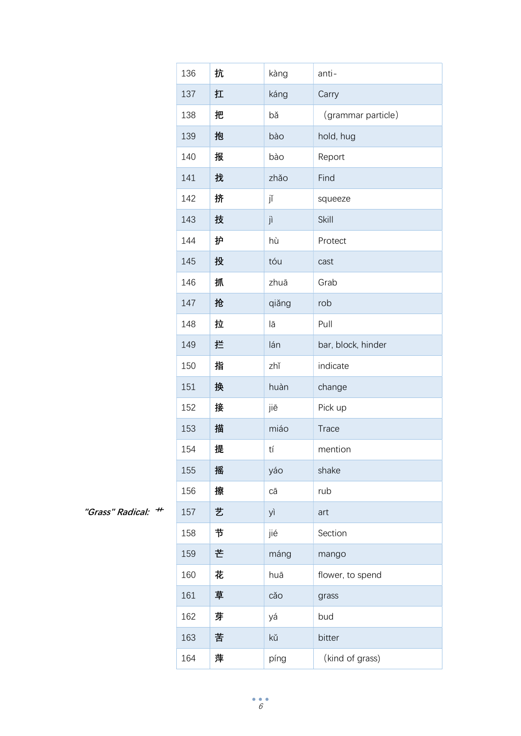| 136 | 抗 | kàng | anti- |
|---|---|---|---|
| 137 | 扛 | káng | Carry |
| 138 | 把 | bǎ | （grammar particle） |
| 139 | 抱 | bào | hold, hug |
| 140 | 报 | bào | Report |
| 141 | 找 | zhǎo | Find |
| 142 | 挤 | jǐ | squeeze |
| 143 | 技 | jì | Skill |
| 144 | 护 | hù | Protect |
| 145 | 投 | tóu | cast |
| 146 | 抓 | zhuā | Grab |
| 147 | 抢 | qiǎng | rob |
| 148 | 拉 | lā | Pull |
| 149 | 拦 | lán | bar, block, hinder |
| 150 | 指 | zhǐ | indicate |
| 151 | 换 | huàn | change |
| 152 | 接 | jiē | Pick up |
| 153 | 描 | miáo | Trace |
| 154 | 提 | tí | mention |
| 155 | 摇 | yáo | shake |
| 156 | 擦 | cā | rub |

*"Grass" Radical:* 艹

| 157 | 艺 | yì | art |
|---|---|---|---|
| 158 | 节 | jié | Section |
| 159 | 芒 | máng | mango |
| 160 | 花 | huā | flower, to spend |
| 161 | 草 | cǎo | grass |
| 162 | 芽 | yá | bud |
| 163 | 苦 | kǔ | bitter |
| 164 | 苹 | píng | （kind of grass） |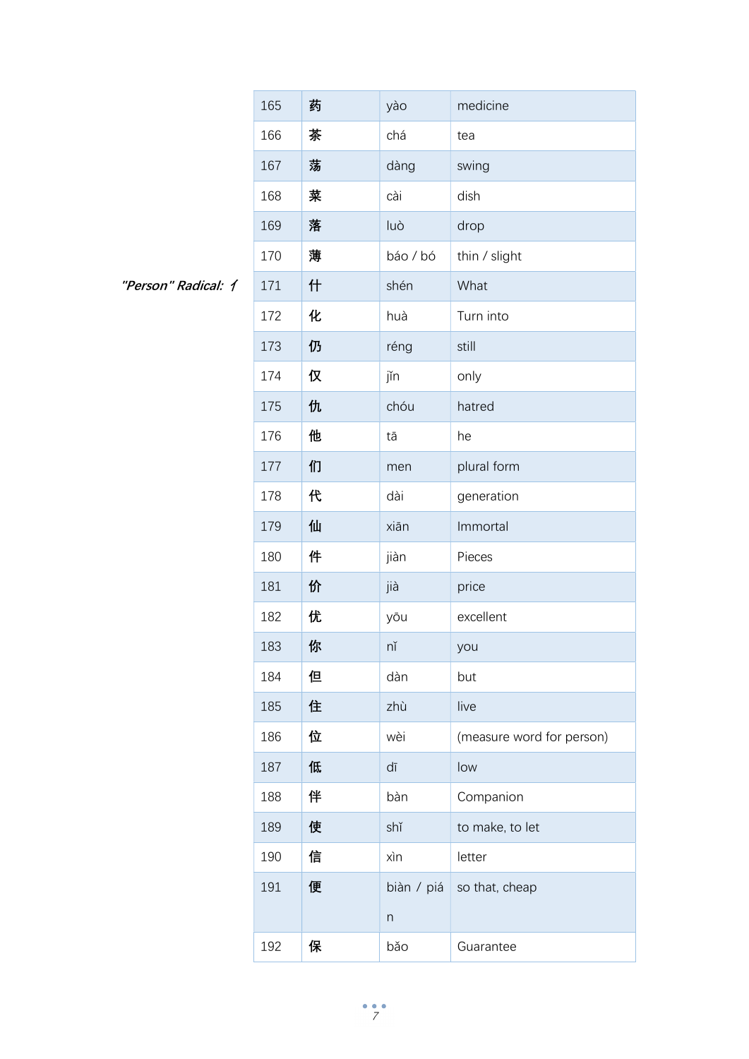| 165 | 药 | yào | medicine |
|---|---|---|---|
| 166 | 茶 | chá | tea |
| 167 | 荡 | dàng | swing |
| 168 | 菜 | cài | dish |
| 169 | 落 | luò | drop |
| 170 | 薄 | báo / bó | thin / slight |

*"Person" Radical: 亻*

| 171 | 什 | shén | What |
|---|---|---|---|
| 172 | 化 | huà | Turn into |
| 173 | 仍 | réng | still |
| 174 | 仅 | jǐn | only |
| 175 | 仇 | chóu | hatred |
| 176 | 他 | tā | he |
| 177 | 们 | men | plural form |
| 178 | 代 | dài | generation |
| 179 | 仙 | xiān | Immortal |
| 180 | 件 | jiàn | Pieces |
| 181 | 价 | jià | price |
| 182 | 优 | yōu | excellent |
| 183 | 你 | nǐ | you |
| 184 | 但 | dàn | but |
| 185 | 住 | zhù | live |
| 186 | 位 | wèi | (measure word for person) |
| 187 | 低 | dī | low |
| 188 | 伴 | bàn | Companion |
| 189 | 使 | shǐ | to make, to let |
| 190 | 信 | xìn | letter |
| 191 | 便 | biàn / pián | so that, cheap |
| 192 | 保 | bǎo | Guarantee |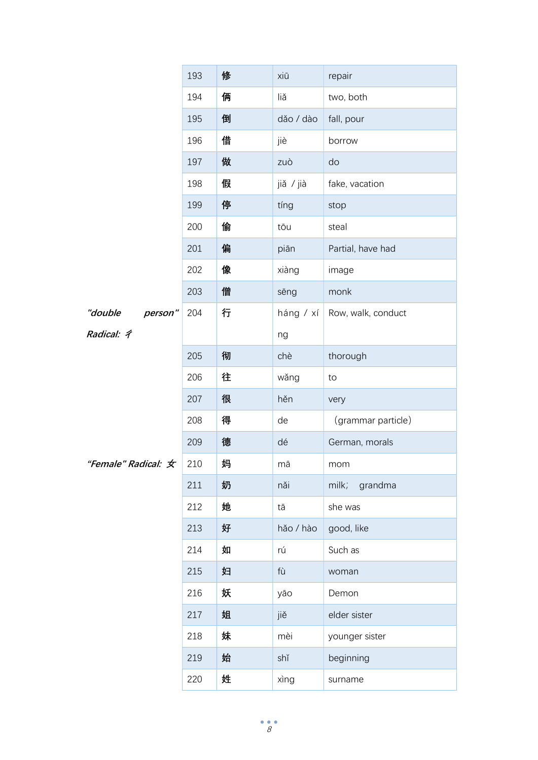| | | | | |
|---|---|---|---|---|
| | 193 | 修 | xiū | repair |
| | 194 | 俩 | liǎ | two, both |
| | 195 | 倒 | dǎo / dào | fall, pour |
| | 196 | 借 | jiè | borrow |
| | 197 | 做 | zuò | do |
| | 198 | 假 | jiǎ / jià | fake, vacation |
| | 199 | 停 | tíng | stop |
| | 200 | 偷 | tōu | steal |
| | 201 | 偏 | piān | Partial, have had |
| | 202 | 像 | xiàng | image |
| | 203 | 僧 | sēng | monk |
| *"double person" Radical: 彳* | 204 | 行 | háng / xíng | Row, walk, conduct |
| | 205 | 彻 | chè | thorough |
| | 206 | 往 | wǎng | to |
| | 207 | 很 | hěn | very |
| | 208 | 得 | de | (grammar particle) |
| | 209 | 德 | dé | German, morals |
| *"Female" Radical: 女* | 210 | 妈 | mā | mom |
| | 211 | 奶 | nǎi | milk; grandma |
| | 212 | 她 | tā | she was |
| | 213 | 好 | hǎo / hào | good, like |
| | 214 | 如 | rú | Such as |
| | 215 | 妇 | fù | woman |
| | 216 | 妖 | yāo | Demon |
| | 217 | 姐 | jiě | elder sister |
| | 218 | 妹 | mèi | younger sister |
| | 219 | 始 | shǐ | beginning |
| | 220 | 姓 | xìng | surname |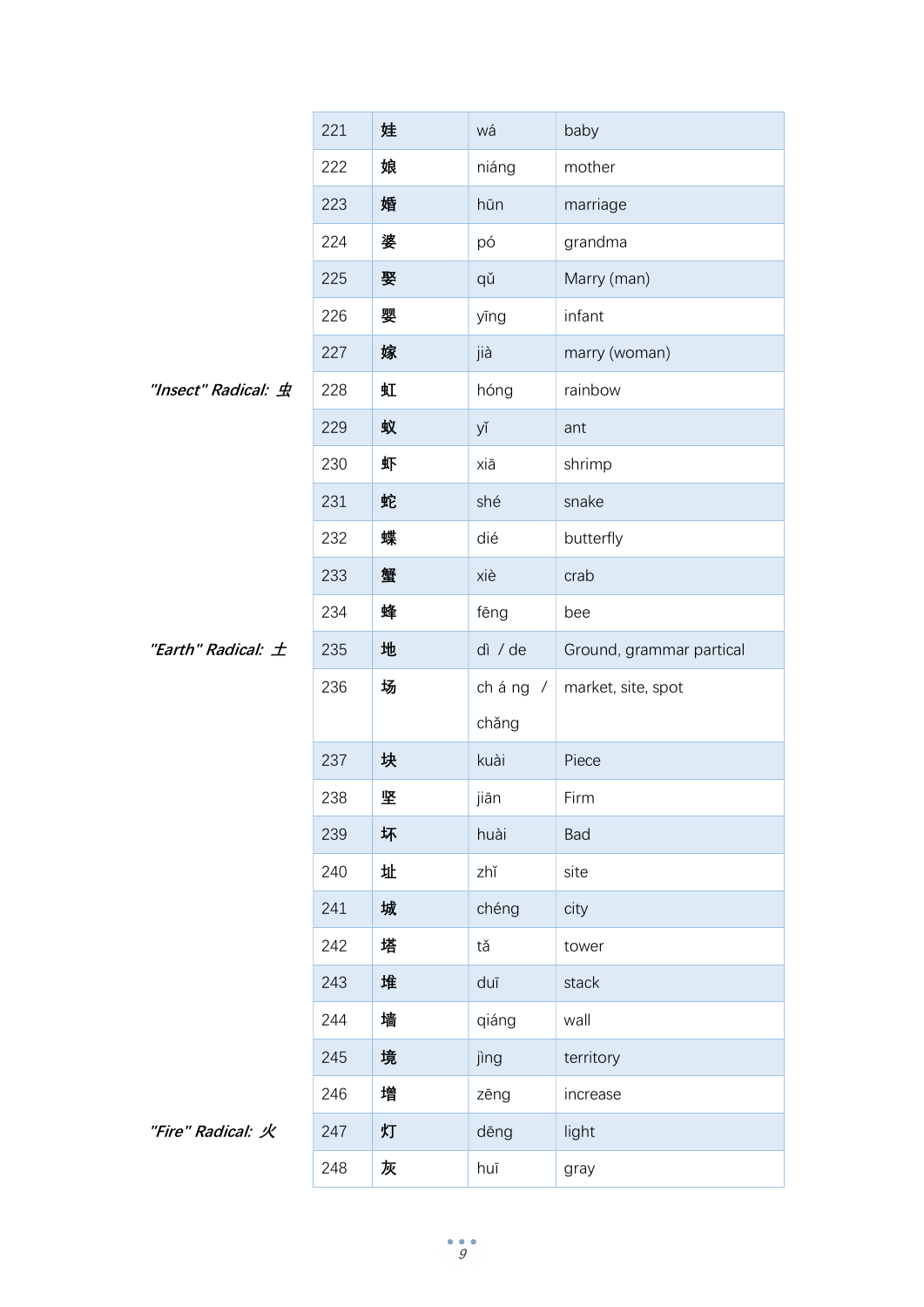| | | | | |
|---|---|---|---|---|
| | 221 | 娃 | wá | baby |
| | 222 | 娘 | niáng | mother |
| | 223 | 婚 | hūn | marriage |
| | 224 | 婆 | pó | grandma |
| | 225 | 娶 | qǔ | Marry (man) |
| | 226 | 婴 | yīng | infant |
| | 227 | 嫁 | jià | marry (woman) |
| *"Insect" Radical: 虫* | 228 | 虹 | hóng | rainbow |
| | 229 | 蚁 | yǐ | ant |
| | 230 | 虾 | xiā | shrimp |
| | 231 | 蛇 | shé | snake |
| | 232 | 蝶 | dié | butterfly |
| | 233 | 蟹 | xiè | crab |
| | 234 | 蜂 | fēng | bee |
| *"Earth" Radical: 土* | 235 | 地 | dì / de | Ground, grammar partical |
| | 236 | 场 | ch á ng / chǎng | market, site, spot |
| | 237 | 块 | kuài | Piece |
| | 238 | 坚 | jiān | Firm |
| | 239 | 坏 | huài | Bad |
| | 240 | 址 | zhǐ | site |
| | 241 | 城 | chéng | city |
| | 242 | 塔 | tǎ | tower |
| | 243 | 堆 | duī | stack |
| | 244 | 墙 | qiáng | wall |
| | 245 | 境 | jìng | territory |
| | 246 | 增 | zēng | increase |
| *"Fire" Radical: 火* | 247 | 灯 | dēng | light |
| | 248 | 灰 | huī | gray |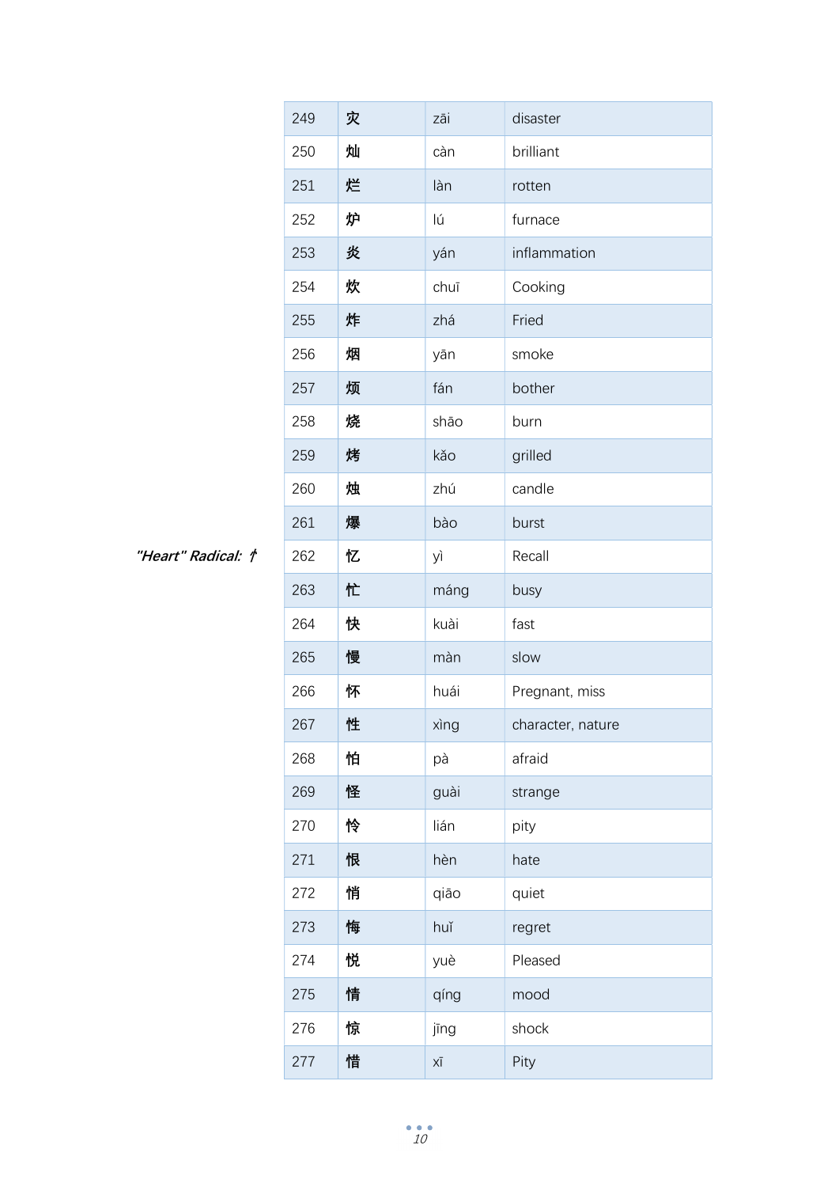| 249 | 灾 | zāi | disaster |
|---|---|---|---|
| 250 | 灿 | càn | brilliant |
| 251 | 烂 | làn | rotten |
| 252 | 炉 | lú | furnace |
| 253 | 炎 | yán | inflammation |
| 254 | 炊 | chuī | Cooking |
| 255 | 炸 | zhá | Fried |
| 256 | 烟 | yān | smoke |
| 257 | 烦 | fán | bother |
| 258 | 烧 | shāo | burn |
| 259 | 烤 | kǎo | grilled |
| 260 | 烛 | zhú | candle |
| 261 | 爆 | bào | burst |

*"Heart" Radical: 忄*

| 262 | 忆 | yì | Recall |
|---|---|---|---|
| 263 | 忙 | máng | busy |
| 264 | 快 | kuài | fast |
| 265 | 慢 | màn | slow |
| 266 | 怀 | huái | Pregnant, miss |
| 267 | 性 | xìng | character, nature |
| 268 | 怕 | pà | afraid |
| 269 | 怪 | guài | strange |
| 270 | 怜 | lián | pity |
| 271 | 恨 | hèn | hate |
| 272 | 悄 | qiāo | quiet |
| 273 | 悔 | huǐ | regret |
| 274 | 悦 | yuè | Pleased |
| 275 | 情 | qíng | mood |
| 276 | 惊 | jīng | shock |
| 277 | 惜 | xī | Pity |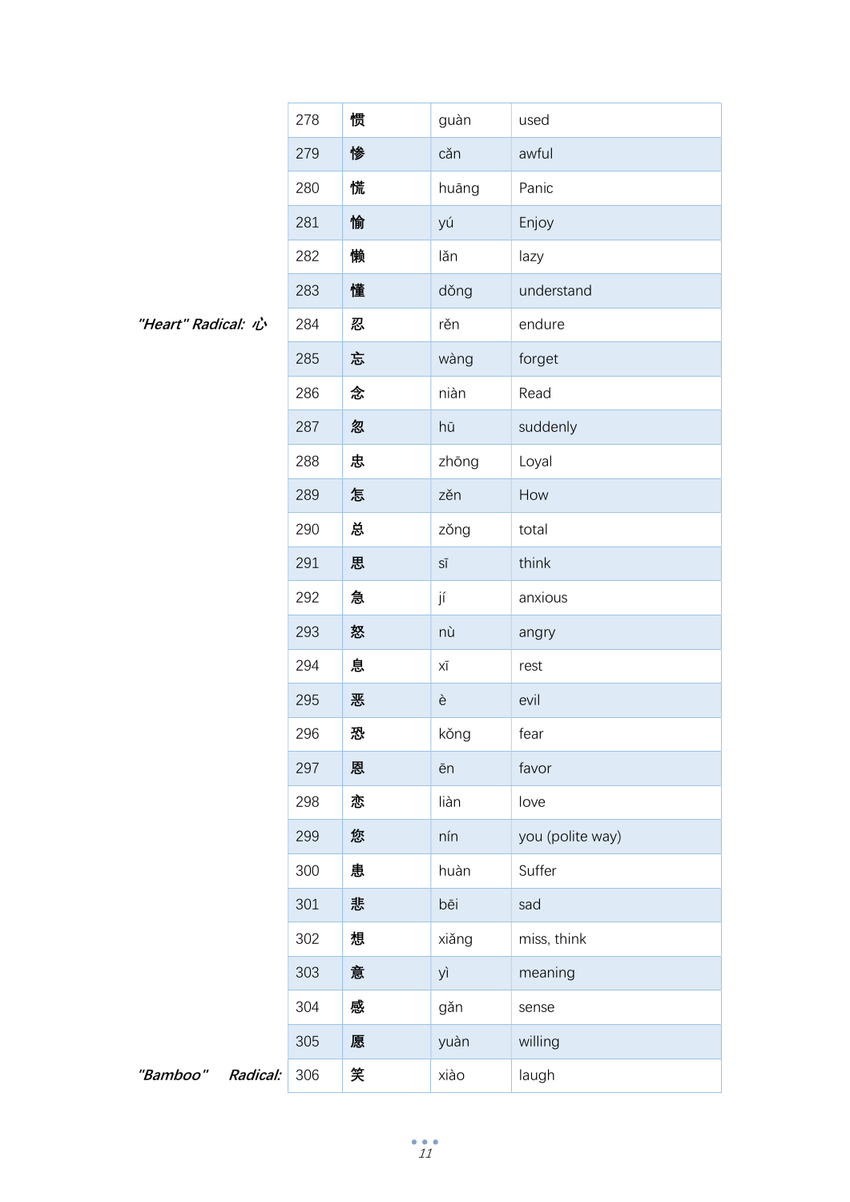| | | | |
|---|---|---|---|
| 278 | 惯 | guàn | used |
| 279 | 惨 | căn | awful |
| 280 | 慌 | huāng | Panic |
| 281 | 愉 | yú | Enjoy |
| 282 | 懒 | lăn | lazy |
| 283 | 懂 | dŏng | understand |

*"Heart" Radical: 心*

| | | | |
|---|---|---|---|
| 284 | 忍 | rĕn | endure |
| 285 | 忘 | wàng | forget |
| 286 | 念 | niàn | Read |
| 287 | 忽 | hū | suddenly |
| 288 | 忠 | zhōng | Loyal |
| 289 | 怎 | zĕn | How |
| 290 | 总 | zŏng | total |
| 291 | 思 | sī | think |
| 292 | 急 | jí | anxious |
| 293 | 怒 | nù | angry |
| 294 | 息 | xī | rest |
| 295 | 恶 | è | evil |
| 296 | 恐 | kŏng | fear |
| 297 | 恩 | ēn | favor |
| 298 | 恋 | liàn | love |
| 299 | 您 | nín | you (polite way) |
| 300 | 患 | huàn | Suffer |
| 301 | 悲 | bēi | sad |
| 302 | 想 | xiăng | miss, think |
| 303 | 意 | yì | meaning |
| 304 | 感 | găn | sense |
| 305 | 愿 | yuàn | willing |

*"Bamboo" Radical:*

| | | | |
|---|---|---|---|
| 306 | 笑 | xiào | laugh |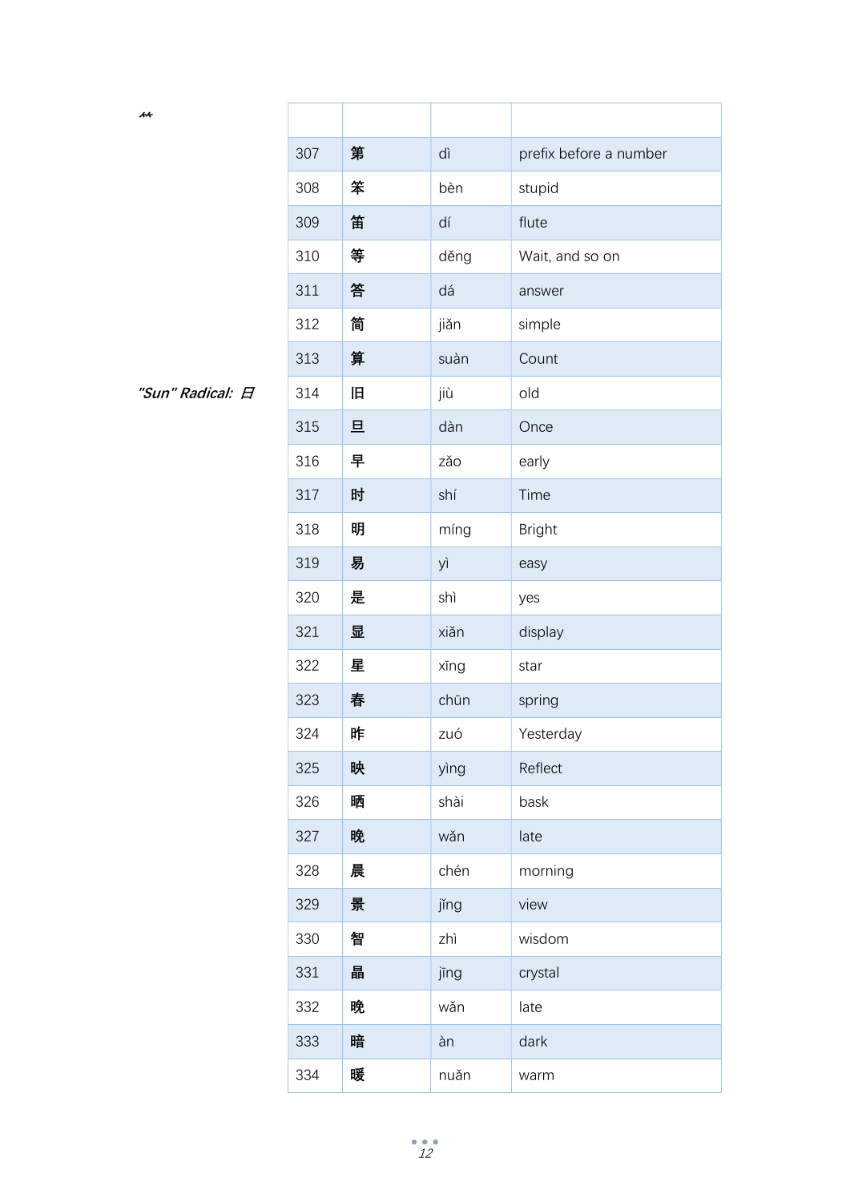⺮

"Sun" Radical: 日

| | | | |
|---|---|---|---|
| 307 | 第 | dì | prefix before a number |
| 308 | 笨 | bèn | stupid |
| 309 | 笛 | dí | flute |
| 310 | 等 | děng | Wait, and so on |
| 311 | 答 | dá | answer |
| 312 | 简 | jiǎn | simple |
| 313 | 算 | suàn | Count |
| 314 | 旧 | jiù | old |
| 315 | 旦 | dàn | Once |
| 316 | 早 | zǎo | early |
| 317 | 时 | shí | Time |
| 318 | 明 | míng | Bright |
| 319 | 易 | yì | easy |
| 320 | 是 | shì | yes |
| 321 | 显 | xiǎn | display |
| 322 | 星 | xīng | star |
| 323 | 春 | chūn | spring |
| 324 | 昨 | zuó | Yesterday |
| 325 | 映 | yìng | Reflect |
| 326 | 晒 | shài | bask |
| 327 | 晚 | wǎn | late |
| 328 | 晨 | chén | morning |
| 329 | 景 | jǐng | view |
| 330 | 智 | zhì | wisdom |
| 331 | 晶 | jīng | crystal |
| 332 | 晚 | wǎn | late |
| 333 | 暗 | àn | dark |
| 334 | 暖 | nuǎn | warm |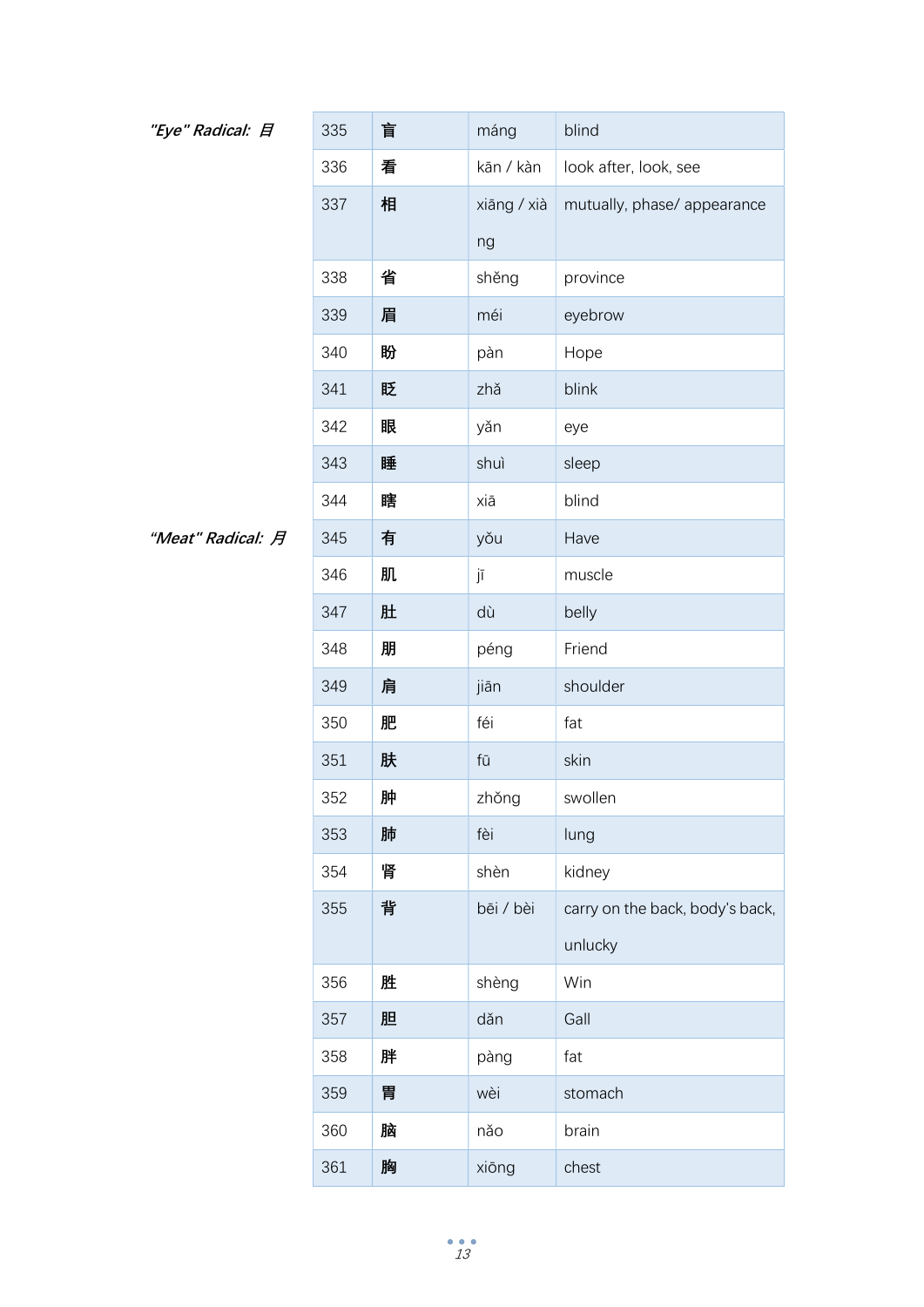*"Eye" Radical: 目*

| 335 | 盲 | máng | blind |
|---|---|---|---|
| 336 | 看 | kān / kàn | look after, look, see |
| 337 | 相 | xiāng / xiàng | mutually, phase/ appearance |
| 338 | 省 | shěng | province |
| 339 | 眉 | méi | eyebrow |
| 340 | 盼 | pàn | Hope |
| 341 | 眨 | zhǎ | blink |
| 342 | 眼 | yǎn | eye |
| 343 | 睡 | shuì | sleep |
| 344 | 瞎 | xiā | blind |

*"Meat" Radical: 月*

| 345 | 有 | yǒu | Have |
|---|---|---|---|
| 346 | 肌 | jī | muscle |
| 347 | 肚 | dù | belly |
| 348 | 朋 | péng | Friend |
| 349 | 肩 | jiān | shoulder |
| 350 | 肥 | féi | fat |
| 351 | 肤 | fū | skin |
| 352 | 肿 | zhǒng | swollen |
| 353 | 肺 | fèi | lung |
| 354 | 肾 | shèn | kidney |
| 355 | 背 | bēi / bèi | carry on the back, body's back, unlucky |
| 356 | 胜 | shèng | Win |
| 357 | 胆 | dǎn | Gall |
| 358 | 胖 | pàng | fat |
| 359 | 胃 | wèi | stomach |
| 360 | 脑 | nǎo | brain |
| 361 | 胸 | xiōng | chest |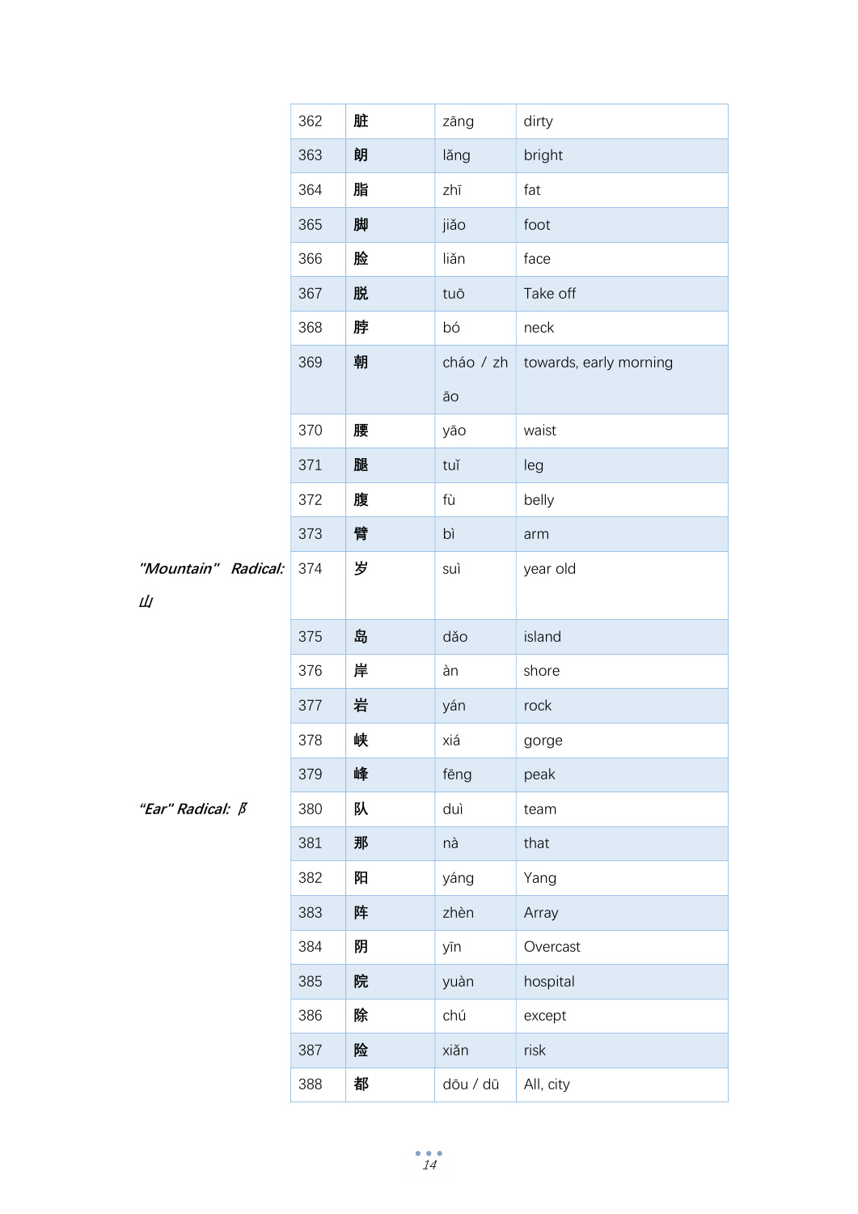| | | | |
|---|---|---|---|
| 362 | 脏 | zāng | dirty |
| 363 | 朗 | lǎng | bright |
| 364 | 脂 | zhī | fat |
| 365 | 脚 | jiǎo | foot |
| 366 | 脸 | liǎn | face |
| 367 | 脱 | tuō | Take off |
| 368 | 脖 | bó | neck |
| 369 | 朝 | cháo / zhāo | towards, early morning |
| 370 | 腰 | yāo | waist |
| 371 | 腿 | tuǐ | leg |
| 372 | 腹 | fù | belly |
| 373 | 臂 | bì | arm |

*"Mountain" Radical: 山*

| | | | |
|---|---|---|---|
| 374 | 岁 | suì | year old |
| 375 | 岛 | dǎo | island |
| 376 | 岸 | àn | shore |
| 377 | 岩 | yán | rock |
| 378 | 峡 | xiá | gorge |
| 379 | 峰 | fēng | peak |

*"Ear" Radical: 阝*

| | | | |
|---|---|---|---|
| 380 | 队 | duì | team |
| 381 | 那 | nà | that |
| 382 | 阳 | yáng | Yang |
| 383 | 阵 | zhèn | Array |
| 384 | 阴 | yīn | Overcast |
| 385 | 院 | yuàn | hospital |
| 386 | 除 | chú | except |
| 387 | 险 | xiǎn | risk |
| 388 | 都 | dōu / dū | All, city |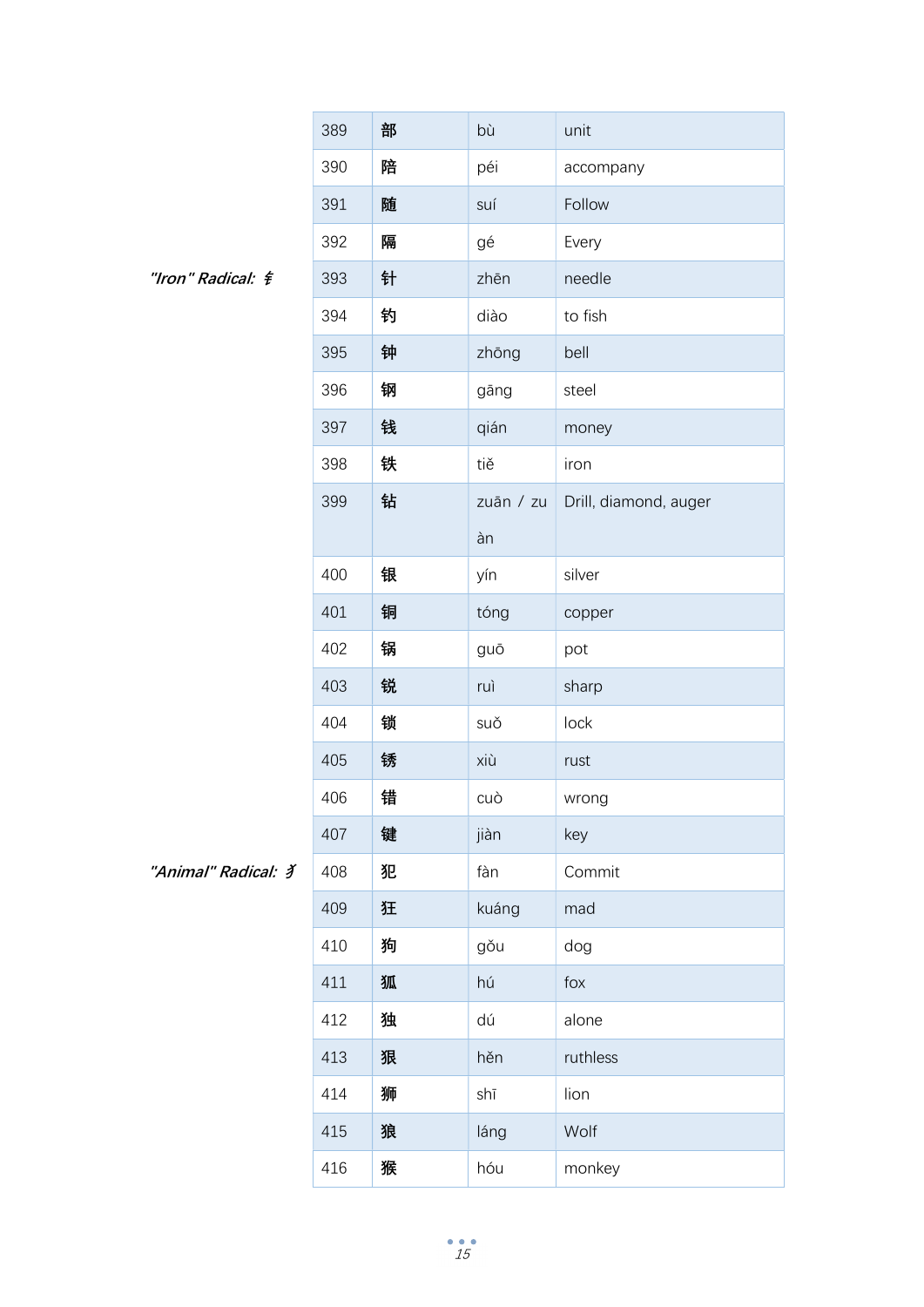| | | | | |
|---|---|---|---|---|
| | 389 | 部 | bù | unit |
| | 390 | 陪 | péi | accompany |
| | 391 | 随 | suí | Follow |
| | 392 | 隔 | gé | Every |
| *"Iron" Radical: 钅* | 393 | 针 | zhēn | needle |
| | 394 | 钓 | diào | to fish |
| | 395 | 钟 | zhōng | bell |
| | 396 | 钢 | gāng | steel |
| | 397 | 钱 | qián | money |
| | 398 | 铁 | tiě | iron |
| | 399 | 钻 | zuān / zuàn | Drill, diamond, auger |
| | 400 | 银 | yín | silver |
| | 401 | 铜 | tóng | copper |
| | 402 | 锅 | guō | pot |
| | 403 | 锐 | ruì | sharp |
| | 404 | 锁 | suǒ | lock |
| | 405 | 锈 | xiù | rust |
| | 406 | 错 | cuò | wrong |
| | 407 | 键 | jiàn | key |
| *"Animal" Radical: 犭* | 408 | 犯 | fàn | Commit |
| | 409 | 狂 | kuáng | mad |
| | 410 | 狗 | gǒu | dog |
| | 411 | 狐 | hú | fox |
| | 412 | 独 | dú | alone |
| | 413 | 狠 | hěn | ruthless |
| | 414 | 狮 | shī | lion |
| | 415 | 狼 | láng | Wolf |
| | 416 | 猴 | hóu | monkey |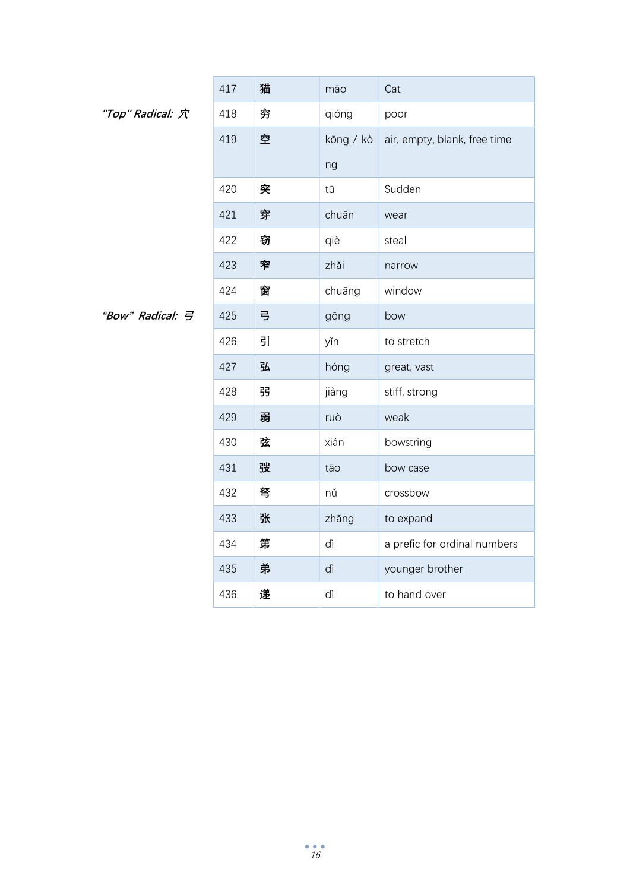*"Top" Radical: 穴*

| | | | |
|---|---|---|---|
| 417 | 猫 | māo | Cat |
| 418 | 穷 | qióng | poor |
| 419 | 空 | kōng / kòng | air, empty, blank, free time |
| 420 | 突 | tū | Sudden |
| 421 | 穿 | chuān | wear |
| 422 | 窃 | qiè | steal |
| 423 | 窄 | zhǎi | narrow |
| 424 | 窗 | chuāng | window |

*"Bow" Radical: 弓*

| | | | |
|---|---|---|---|
| 425 | 弓 | gōng | bow |
| 426 | 引 | yǐn | to stretch |
| 427 | 弘 | hóng | great, vast |
| 428 | 弜 | jiàng | stiff, strong |
| 429 | 弱 | ruò | weak |
| 430 | 弦 | xián | bowstring |
| 431 | 弢 | tāo | bow case |
| 432 | 弩 | nǔ | crossbow |
| 433 | 张 | zhāng | to expand |
| 434 | 第 | dì | a prefic for ordinal numbers |
| 435 | 弟 | dì | younger brother |
| 436 | 递 | dì | to hand over |